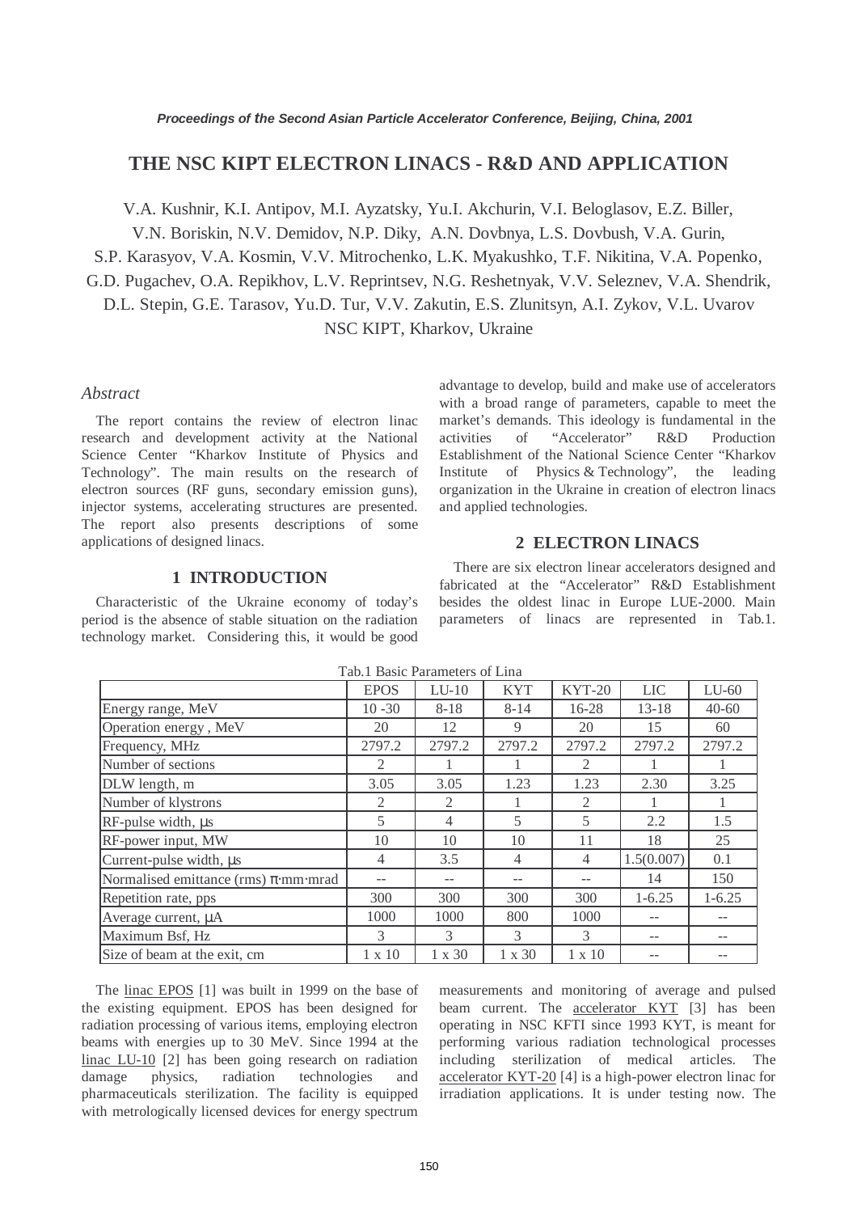# THE NSC KIPT ELECTRON LINACS - R&D AND APPLICATION

V.A. Kushnir, K.I. Antipov, M.I. Ayzatsky, Yu.I. Akchurin, V.I. Beloglasov, E.Z. Biller, V.N. Boriskin, N.V. Demidov, N.P. Diky, A.N. Dovbnya, L.S. Dovbush, V.A. Gurin, S.P. Karasyov, V.A. Kosmin, V.V. Mitrochenko, L.K. Myakushko, T.F. Nikitina, V.A. Popenko, G.D. Pugachev, O.A. Repikhov, L.V. Reprintsev, N.G. Reshetnyak, V.V. Seleznev, V.A. Shendrik, D.L. Stepin, G.E. Tarasov, Yu.D. Tur, V.V. Zakutin, E.S. Zlunitsyn, A.I. Zykov, V.L. Uvarov

NSC KIPT, Kharkov, Ukraine

*Abstract*

The report contains the review of electron linac research and development activity at the National Science Center "Kharkov Institute of Physics and Technology". The main results on the research of electron sources (RF guns, secondary emission guns), injector systems, accelerating structures are presented. The report also presents descriptions of some applications of designed linacs.

## 1 INTRODUCTION

Characteristic of the Ukraine economy of today's period is the absence of stable situation on the radiation technology market. Considering this, it would be good advantage to develop, build and make use of accelerators with a broad range of parameters, capable to meet the market's demands. This ideology is fundamental in the activities of "Accelerator" R&D Production Establishment of the National Science Center "Kharkov Institute of Physics & Technology", the leading organization in the Ukraine in creation of electron linacs and applied technologies.

## 2 ELECTRON LINACS

There are six electron linear accelerators designed and fabricated at the "Accelerator" R&D Establishment besides the oldest linac in Europe LUE-2000. Main parameters of linacs are represented in Tab.1.

Tab.1 Basic Parameters of Lina

| | EPOS | LU-10 | KYT | KYT-20 | LIC | LU-60 |
|---|---|---|---|---|---|---|
| Energy range, MeV | 10 -30 | 8-18 | 8-14 | 16-28 | 13-18 | 40-60 |
| Operation energy , MeV | 20 | 12 | 9 | 20 | 15 | 60 |
| Frequency, MHz | 2797.2 | 2797.2 | 2797.2 | 2797.2 | 2797.2 | 2797.2 |
| Number of sections | 2 | 1 | 1 | 2 | 1 | 1 |
| DLW length, m | 3.05 | 3.05 | 1.23 | 1.23 | 2.30 | 3.25 |
| Number of klystrons | 2 | 2 | 1 | 2 | 1 | 1 |
| RF-pulse width, μs | 5 | 4 | 5 | 5 | 2.2 | 1.5 |
| RF-power input, MW | 10 | 10 | 10 | 11 | 18 | 25 |
| Current-pulse width, μs | 4 | 3.5 | 4 | 4 | 1.5(0.007) | 0.1 |
| Normalised emittance (rms) π·mm·mrad | -- | -- | -- | -- | 14 | 150 |
| Repetition rate, pps | 300 | 300 | 300 | 300 | 1-6.25 | 1-6.25 |
| Average current, μA | 1000 | 1000 | 800 | 1000 | -- | -- |
| Maximum Bsf, Hz | 3 | 3 | 3 | 3 | -- | -- |
| Size of beam at the exit, cm | 1 x 10 | 1 x 30 | 1 x 30 | 1 x 10 | -- | -- |

The linac EPOS [1] was built in 1999 on the base of the existing equipment. EPOS has been designed for radiation processing of various items, employing electron beams with energies up to 30 MeV. Since 1994 at the linac LU-10 [2] has been going research on radiation damage physics, radiation technologies and pharmaceuticals sterilization. The facility is equipped with metrologically licensed devices for energy spectrum measurements and monitoring of average and pulsed beam current. The accelerator KYT [3] has been operating in NSC KFTI since 1993 KYT, is meant for performing various radiation technological processes including sterilization of medical articles. The accelerator KYT-20 [4] is a high-power electron linac for irradiation applications. It is under testing now. The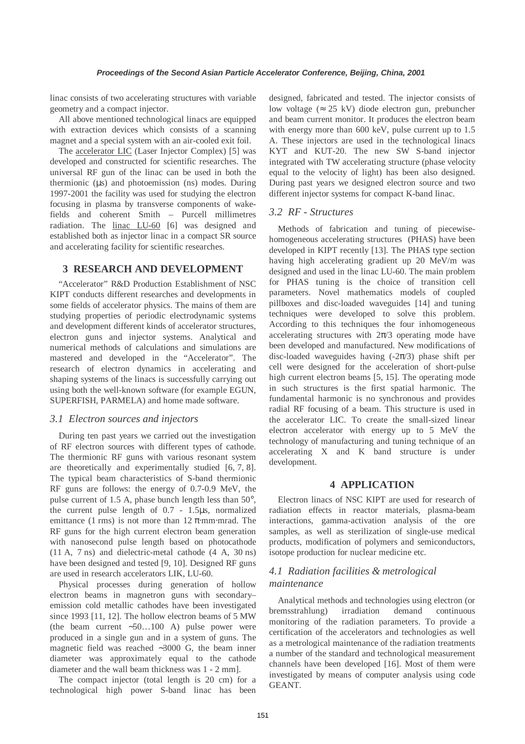linac consists of two accelerating structures with variable geometry and a compact injector.

All above mentioned technological linacs are equipped with extraction devices which consists of a scanning magnet and a special system with an air-cooled exit foil.

The accelerator LIC (Laser Injector Complex) [5] was developed and constructed for scientific researches. The universal RF gun of the linac can be used in both the thermionic (μs) and photoemission (ns) modes. During 1997-2001 the facility was used for studying the electron focusing in plasma by transverse components of wake-fields and coherent Smith – Purcell millimetres radiation. The linac LU-60 [6] was designed and established both as injector linac in a compact SR source and accelerating facility for scientific researches.

## 3 RESEARCH AND DEVELOPMENT

"Accelerator" R&D Production Establishment of NSC KIPT conducts different researches and developments in some fields of accelerator physics. The mains of them are studying properties of periodic electrodynamic systems and development different kinds of accelerator structures, electron guns and injector systems. Analytical and numerical methods of calculations and simulations are mastered and developed in the "Accelerator". The research of electron dynamics in accelerating and shaping systems of the linacs is successfully carrying out using both the well-known software (for example EGUN, SUPERFISH, PARMELA) and home made software.

### *3.1 Electron sources and injectors*

During ten past years we carried out the investigation of RF electron sources with different types of cathode. The thermionic RF guns with various resonant system are theoretically and experimentally studied [6, 7, 8]. The typical beam characteristics of S-band thermionic RF guns are follows: the energy of 0.7-0.9 MeV, the pulse current of 1.5 A, phase bunch length less than 50°, the current pulse length of 0.7 - 1.5μs, normalized emittance (1 rms) is not more than 12 π·mm·mrad. The RF guns for the high current electron beam generation with nanosecond pulse length based on photocathode (11 A, 7 ns) and dielectric-metal cathode (4 A, 30 ns) have been designed and tested [9, 10]. Designed RF guns are used in research accelerators LIK, LU-60.

Physical processes during generation of hollow electron beams in magnetron guns with secondary–emission cold metallic cathodes have been investigated since 1993 [11, 12]. The hollow electron beams of 5 MW (the beam current ∼50…100 A) pulse power were produced in a single gun and in a system of guns. The magnetic field was reached ∼3000 G, the beam inner diameter was approximately equal to the cathode diameter and the wall beam thickness was 1 - 2 mm].

The compact injector (total length is 20 cm) for a technological high power S-band linac has been designed, fabricated and tested. The injector consists of low voltage (≈ 25 kV) diode electron gun, prebuncher and beam current monitor. It produces the electron beam with energy more than 600 keV, pulse current up to 1.5 A. These injectors are used in the technological linacs KYT and KUT-20. The new SW S-band injector integrated with TW accelerating structure (phase velocity equal to the velocity of light) has been also designed. During past years we designed electron source and two different injector systems for compact K-band linac.

### *3.2 RF - Structures*

Methods of fabrication and tuning of piecewise-homogeneous accelerating structures (PHAS) have been developed in KIPT recently [13]. The PHAS type section having high accelerating gradient up 20 MeV/m was designed and used in the linac LU-60. The main problem for PHAS tuning is the choice of transition cell parameters. Novel mathematics models of coupled pillboxes and disc-loaded waveguides [14] and tuning techniques were developed to solve this problem. According to this techniques the four inhomogeneous accelerating structures with $2\pi/3$ operating mode have been developed and manufactured. New modifications of disc-loaded waveguides having ($-2\pi/3$) phase shift per cell were designed for the acceleration of short-pulse high current electron beams [5, 15]. The operating mode in such structures is the first spatial harmonic. The fundamental harmonic is no synchronous and provides radial RF focusing of a beam. This structure is used in the accelerator LIC. To create the small-sized linear electron accelerator with energy up to 5 MeV the technology of manufacturing and tuning technique of an accelerating X and K band structure is under development.

## 4 APPLICATION

Electron linacs of NSC KIPT are used for research of radiation effects in reactor materials, plasma-beam interactions, gamma-activation analysis of the ore samples, as well as sterilization of single-use medical products, modification of polymers and semiconductors, isotope production for nuclear medicine etc.

### *4.1 Radiation facilities & metrological maintenance*

Analytical methods and technologies using electron (or bremsstrahlung) irradiation demand continuous monitoring of the radiation parameters. To provide a certification of the accelerators and technologies as well as a metrological maintenance of the radiation treatments a number of the standard and technological measurement channels have been developed [16]. Most of them were investigated by means of computer analysis using code GEANT.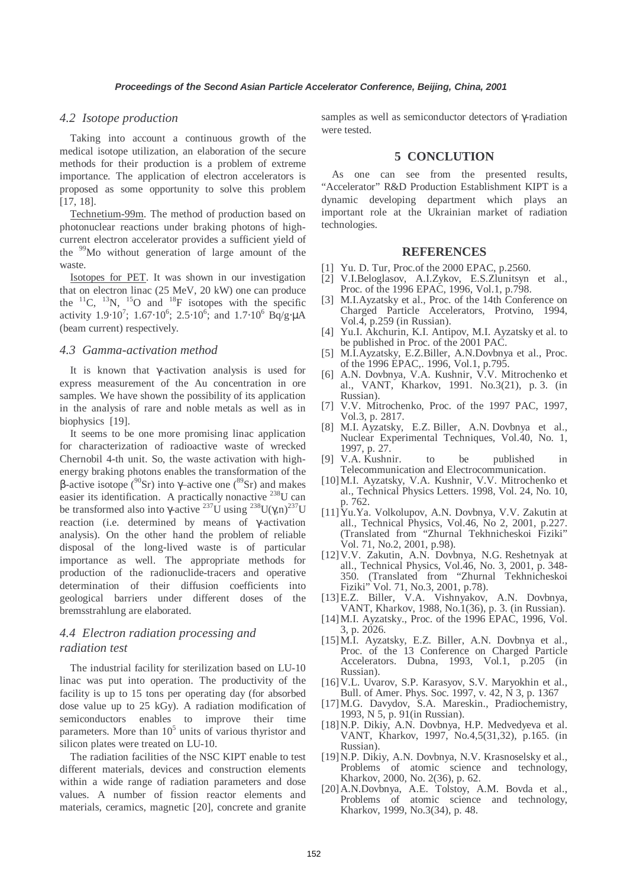### 4.2 Isotope production

Taking into account a continuous growth of the medical isotope utilization, an elaboration of the secure methods for their production is a problem of extreme importance. The application of electron accelerators is proposed as some opportunity to solve this problem [17, 18].

Technetium-99m. The method of production based on photonuclear reactions under braking photons of high-current electron accelerator provides a sufficient yield of the $^{99}$Mo without generation of large amount of the waste.

Isotopes for PET. It was shown in our investigation that on electron linac (25 MeV, 20 kW) one can produce the $^{11}$C, $^{13}$N, $^{15}$O and $^{18}$F isotopes with the specific activity $1.9\cdot10^7$; $1.67\cdot10^6$; $2.5\cdot10^6$; and $1.7\cdot10^6$ Bq/g·μA (beam current) respectively.

### 4.3 Gamma-activation method

It is known that γ-activation analysis is used for express measurement of the Au concentration in ore samples. We have shown the possibility of its application in the analysis of rare and noble metals as well as in biophysics [19].

It seems to be one more promising linac application for characterization of radioactive waste of wrecked Chernobil 4-th unit. So, the waste activation with high-energy braking photons enables the transformation of the β-active isotope ($^{90}$Sr) into γ–active one ($^{89}$Sr) and makes easier its identification. A practically nonactive $^{238}$U can be transformed also into γ-active $^{237}$U using $^{238}U(\gamma,n)^{237}U$ reaction (i.e. determined by means of γ-activation analysis). On the other hand the problem of reliable disposal of the long-lived waste is of particular importance as well. The appropriate methods for production of the radionuclide-tracers and operative determination of their diffusion coefficients into geological barriers under different doses of the bremsstrahlung are elaborated.

### 4.4 Electron radiation processing and radiation test

The industrial facility for sterilization based on LU-10 linac was put into operation. The productivity of the facility is up to 15 tons per operating day (for absorbed dose value up to 25 kGy). A radiation modification of semiconductors enables to improve their time parameters. More than $10^5$ units of various thyristor and silicon plates were treated on LU-10.

The radiation facilities of the NSC KIPT enable to test different materials, devices and construction elements within a wide range of radiation parameters and dose values. A number of fission reactor elements and materials, ceramics, magnetic [20], concrete and granite samples as well as semiconductor detectors of γ-radiation were tested.

## 5 CONCLUTION

As one can see from the presented results, "Accelerator" R&D Production Establishment KIPT is a dynamic developing department which plays an important role at the Ukrainian market of radiation technologies.

## REFERENCES

[1] Yu. D. Tur, Proc.of the 2000 EPAC, p.2560.

[2] V.I.Beloglasov, A.I.Zykov, E.S.Zlunitsyn et al., Proc. of the 1996 EPAC, 1996, Vol.1, p.798.

[3] M.I.Ayzatsky et al., Proc. of the 14th Conference on Charged Particle Accelerators, Protvino, 1994, Vol.4, p.259 (in Russian).

[4] Yu.I. Akchurin, K.I. Antipov, M.I. Ayzatsky et al. to be published in Proc. of the 2001 PAC.

[5] M.I.Ayzatsky, E.Z.Biller, A.N.Dovbnya et al., Proc. of the 1996 EPAC,. 1996, Vol.1, p.795.

[6] A.N. Dovbnya, V.A. Kushnir, V.V. Mitrochenko et al., VANT, Kharkov, 1991. No.3(21), p. 3. (in Russian).

[7] V.V. Mitrochenko, Proc. of the 1997 PAC, 1997, Vol.3, p. 2817.

[8] M.I. Ayzatsky, E.Z. Biller, A.N. Dovbnya et al., Nuclear Experimental Techniques, Vol.40, No. 1, 1997, p. 27.

[9] V.A. Kushnir. to be published in Telecommunication and Electrocommunication.

[10] M.I. Ayzatsky, V.A. Kushnir, V.V. Mitrochenko et al., Technical Physics Letters. 1998, Vol. 24, No. 10, p. 762.

[11] Yu.Ya. Volkolupov, A.N. Dovbnya, V.V. Zakutin at all., Technical Physics, Vol.46, No 2, 2001, p.227. (Translated from "Zhurnal Tekhnicheskoi Fiziki" Vol. 71, No.2, 2001, p.98).

[12] V.V. Zakutin, A.N. Dovbnya, N.G. Reshetnyak at all., Technical Physics, Vol.46, No. 3, 2001, p. 348-350. (Translated from "Zhurnal Tekhnicheskoi Fiziki" Vol. 71, No.3, 2001, p.78).

[13] E.Z. Biller, V.A. Vishnyakov, A.N. Dovbnya, VANT, Kharkov, 1988, No.1(36), p. 3. (in Russian).

[14] M.I. Ayzatsky., Proc. of the 1996 EPAC, 1996, Vol. 3, p. 2026.

[15] M.I. Ayzatsky, E.Z. Biller, A.N. Dovbnya et al., Proc. of the 13 Conference on Charged Particle Accelerators. Dubna, 1993, Vol.1, p.205 (in Russian).

[16] V.L. Uvarov, S.P. Karasyov, S.V. Maryokhin et al., Bull. of Amer. Phys. Soc. 1997, v. 42, N 3, p. 1367

[17] M.G. Davydov, S.A. Mareskin., Pradiochemistry, 1993, N 5, p. 91(in Russian).

[18] N.P. Dikiy, A.N. Dovbnya, H.P. Medvedyeva et al. VANT, Kharkov, 1997, No.4,5(31,32), p.165. (in Russian).

[19] N.P. Dikiy, A.N. Dovbnya, N.V. Krasnoselsky et al., Problems of atomic science and technology, Kharkov, 2000, No. 2(36), p. 62.

[20] A.N.Dovbnya, A.E. Tolstoy, A.M. Bovda et al., Problems of atomic science and technology, Kharkov, 1999, No.3(34), p. 48.